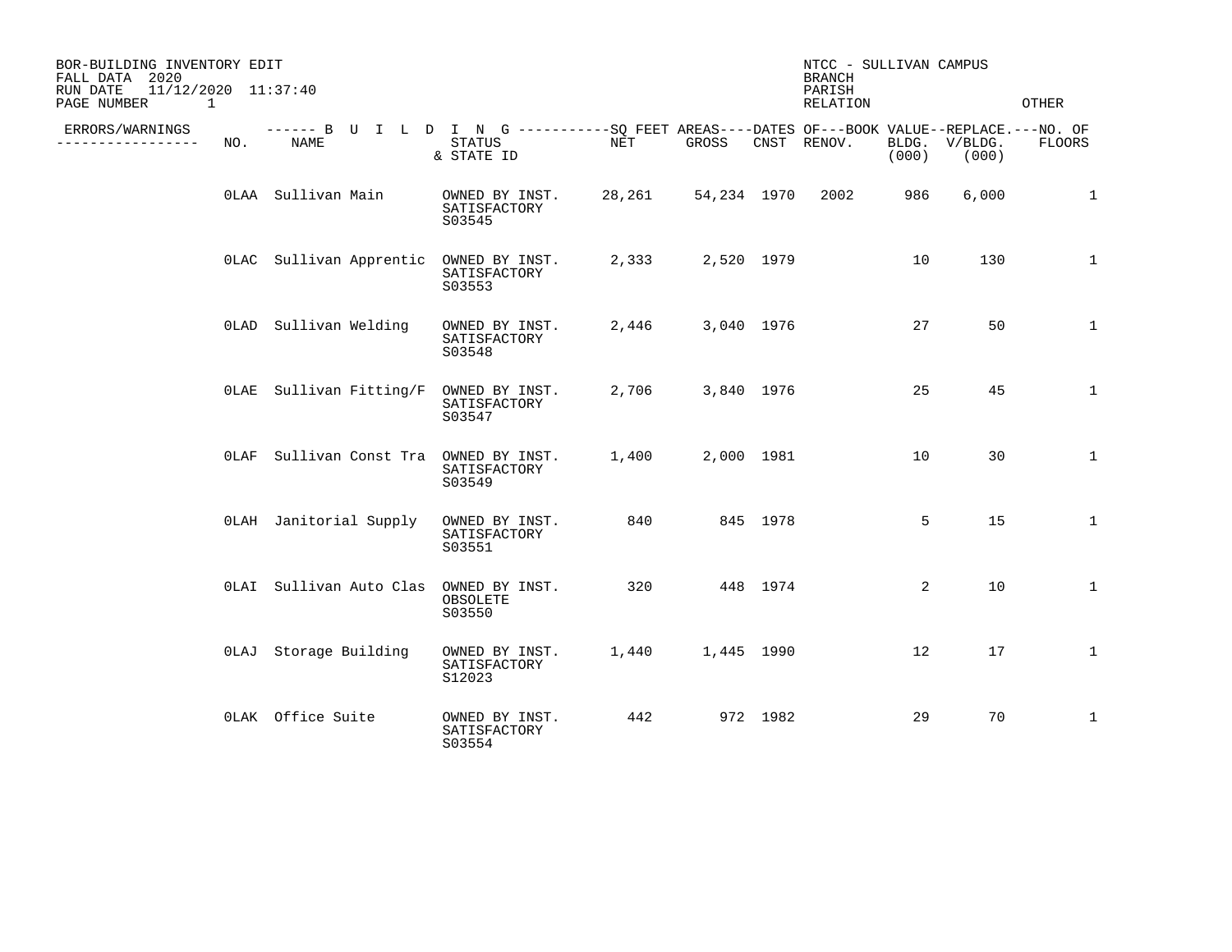BOR-BUILDING INVENTORY EDIT
FALL DATA 2020
RUN DATE 11/12/2020 11:37:40
PAGE NUMBER 1

NTCC - SULLIVAN CAMPUS
BRANCH
PARISH
RELATION OTHER

| ERRORS/WARNINGS | NO. | NAME | STATUS & STATE ID | NET | GROSS | CNST | RENOV. | BOOK VALUE BLDG. (000) | REPLACE. V/BLDG. (000) | NO. OF FLOORS |
|---|---|---|---|---|---|---|---|---|---|---|
| | 0LAA | Sullivan Main | OWNED BY INST. SATISFACTORY S03545 | 28,261 | 54,234 | 1970 | 2002 | 986 | 6,000 | 1 |
| | 0LAC | Sullivan Apprentic | OWNED BY INST. SATISFACTORY S03553 | 2,333 | 2,520 | 1979 | | 10 | 130 | 1 |
| | 0LAD | Sullivan Welding | OWNED BY INST. SATISFACTORY S03548 | 2,446 | 3,040 | 1976 | | 27 | 50 | 1 |
| | 0LAE | Sullivan Fitting/F | OWNED BY INST. SATISFACTORY S03547 | 2,706 | 3,840 | 1976 | | 25 | 45 | 1 |
| | 0LAF | Sullivan Const Tra | OWNED BY INST. SATISFACTORY S03549 | 1,400 | 2,000 | 1981 | | 10 | 30 | 1 |
| | 0LAH | Janitorial Supply | OWNED BY INST. SATISFACTORY S03551 | 840 | 845 | 1978 | | 5 | 15 | 1 |
| | 0LAI | Sullivan Auto Clas | OWNED BY INST. OBSOLETE S03550 | 320 | 448 | 1974 | | 2 | 10 | 1 |
| | 0LAJ | Storage Building | OWNED BY INST. SATISFACTORY S12023 | 1,440 | 1,445 | 1990 | | 12 | 17 | 1 |
| | 0LAK | Office Suite | OWNED BY INST. SATISFACTORY S03554 | 442 | 972 | 1982 | | 29 | 70 | 1 |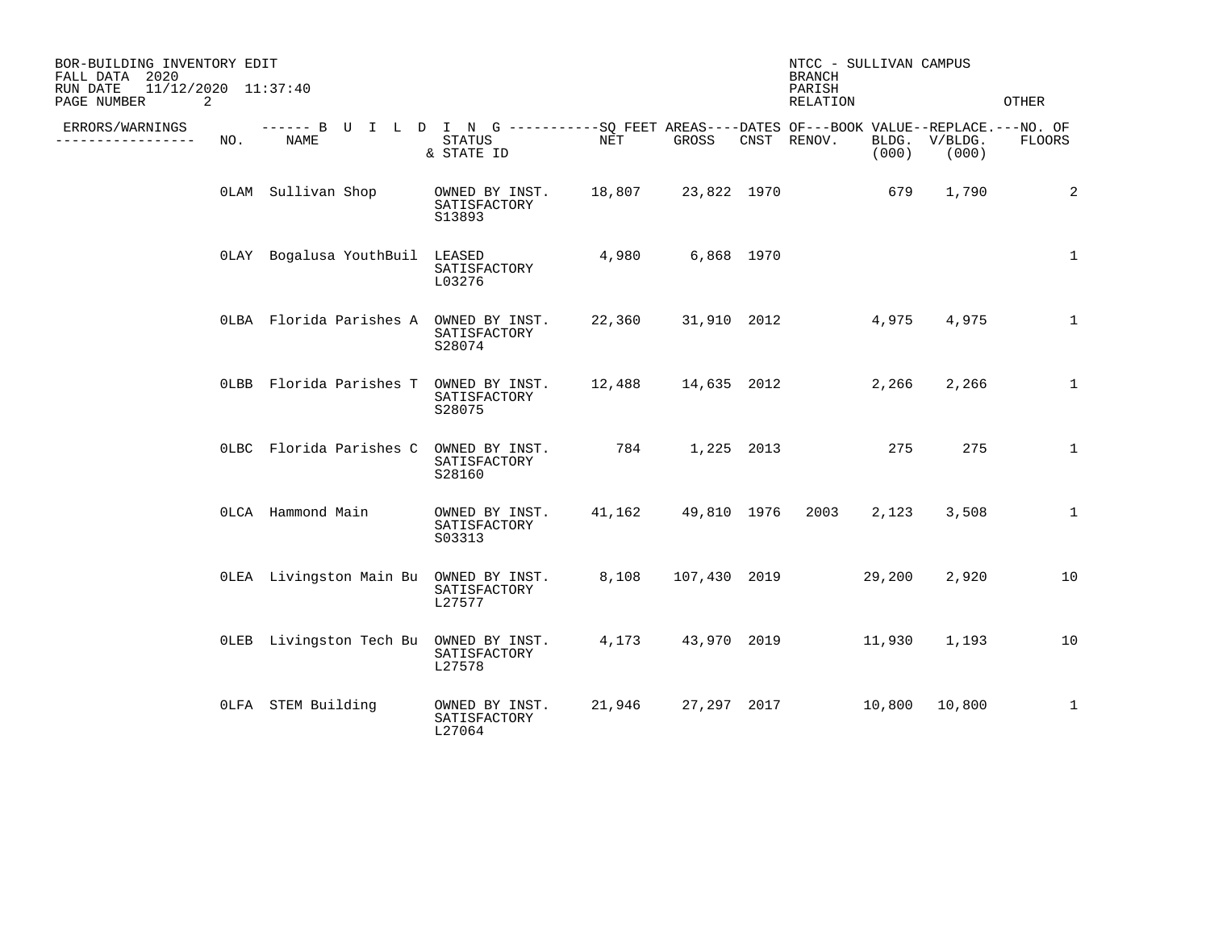BOR-BUILDING INVENTORY EDIT
FALL DATA 2020
RUN DATE 11/12/2020 11:37:40

NTCC - SULLIVAN CAMPUS
BRANCH
PARISH
RELATION
OTHER

| ERRORS/WARNINGS | BUILDING NO. | BUILDING NAME | STATUS & STATE ID | SQ FEET AREAS NET | SQ FEET AREAS GROSS | DATES OF CNST | DATES OF RENOV. | BOOK VALUE BLDG. (000) | REPLACE. V/BLDG. (000) | NO. OF FLOORS |
|---|---|---|---|---|---|---|---|---|---|---|
| | 0LAM | Sullivan Shop | OWNED BY INST. SATISFACTORY S13893 | 18,807 | 23,822 | 1970 | | 679 | 1,790 | 2 |
| | 0LAY | Bogalusa YouthBuil | LEASED SATISFACTORY L03276 | 4,980 | 6,868 | 1970 | | | | 1 |
| | 0LBA | Florida Parishes A | OWNED BY INST. SATISFACTORY S28074 | 22,360 | 31,910 | 2012 | | 4,975 | 4,975 | 1 |
| | 0LBB | Florida Parishes T | OWNED BY INST. SATISFACTORY S28075 | 12,488 | 14,635 | 2012 | | 2,266 | 2,266 | 1 |
| | 0LBC | Florida Parishes C | OWNED BY INST. SATISFACTORY S28160 | 784 | 1,225 | 2013 | | 275 | 275 | 1 |
| | 0LCA | Hammond Main | OWNED BY INST. SATISFACTORY S03313 | 41,162 | 49,810 | 1976 | 2003 | 2,123 | 3,508 | 1 |
| | 0LEA | Livingston Main Bu | OWNED BY INST. SATISFACTORY L27577 | 8,108 | 107,430 | 2019 | | 29,200 | 2,920 | 10 |
| | 0LEB | Livingston Tech Bu | OWNED BY INST. SATISFACTORY L27578 | 4,173 | 43,970 | 2019 | | 11,930 | 1,193 | 10 |
| | 0LFA | STEM Building | OWNED BY INST. SATISFACTORY L27064 | 21,946 | 27,297 | 2017 | | 10,800 | 10,800 | 1 |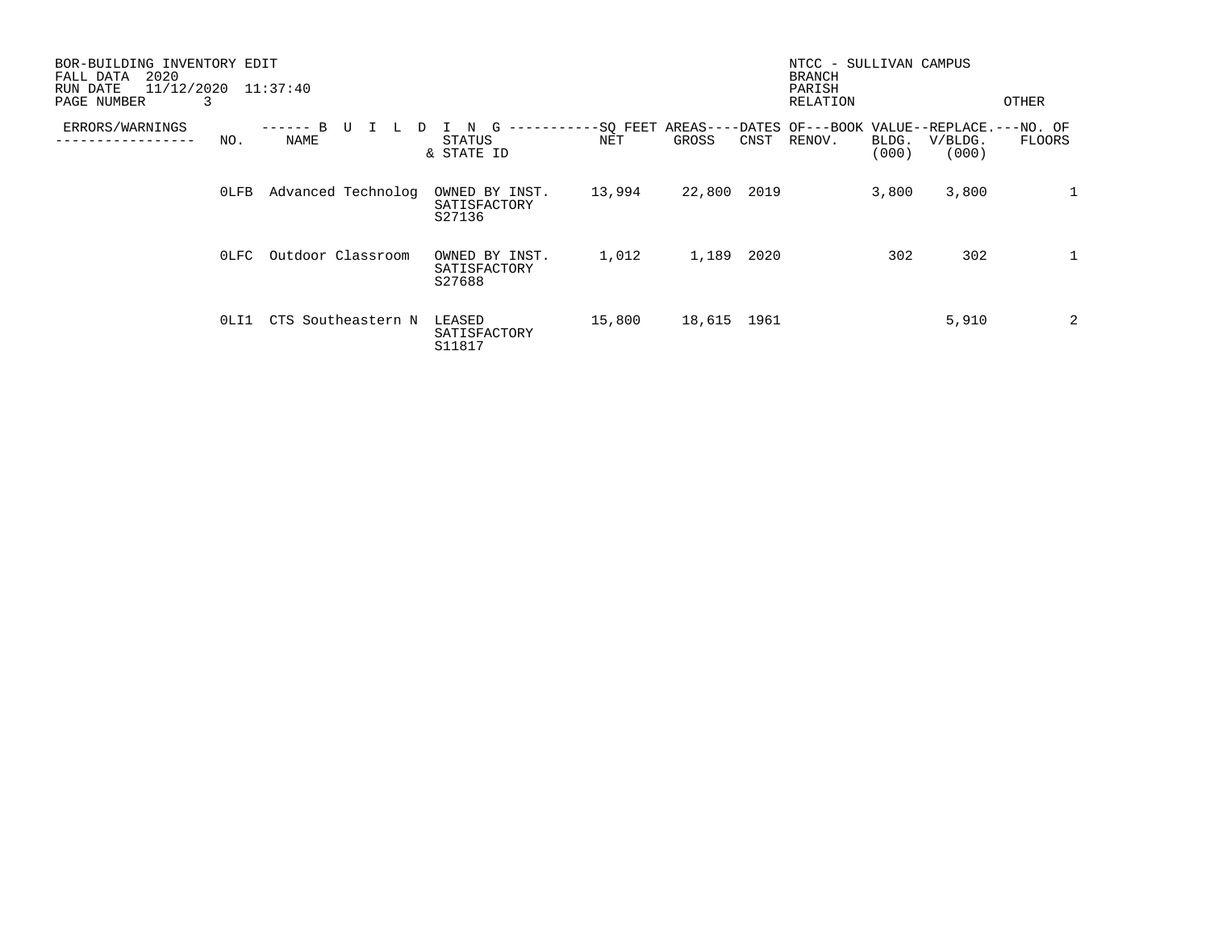BOR-BUILDING INVENTORY EDIT
FALL DATA 2020
RUN DATE 11/12/2020 11:37:40
PAGE NUMBER 3

NTCC - SULLIVAN CAMPUS
BRANCH
PARISH
RELATION

OTHER

| ERRORS/WARNINGS | NO. | BUILDING NAME | STATUS & STATE ID | SQ FEET AREAS NET | SQ FEET AREAS GROSS | DATES OF CNST | DATES OF RENOV. | BOOK VALUE BLDG. (000) | REPLACE. V/BLDG. (000) | NO. OF FLOORS |
|---|---|---|---|---|---|---|---|---|---|---|
| | 0LFB | Advanced Technolog | OWNED BY INST. SATISFACTORY S27136 | 13,994 | 22,800 | 2019 | | 3,800 | 3,800 | 1 |
| | 0LFC | Outdoor Classroom | OWNED BY INST. SATISFACTORY S27688 | 1,012 | 1,189 | 2020 | | 302 | 302 | 1 |
| | 0LI1 | CTS Southeastern N | LEASED SATISFACTORY S11817 | 15,800 | 18,615 | 1961 | | | 5,910 | 2 |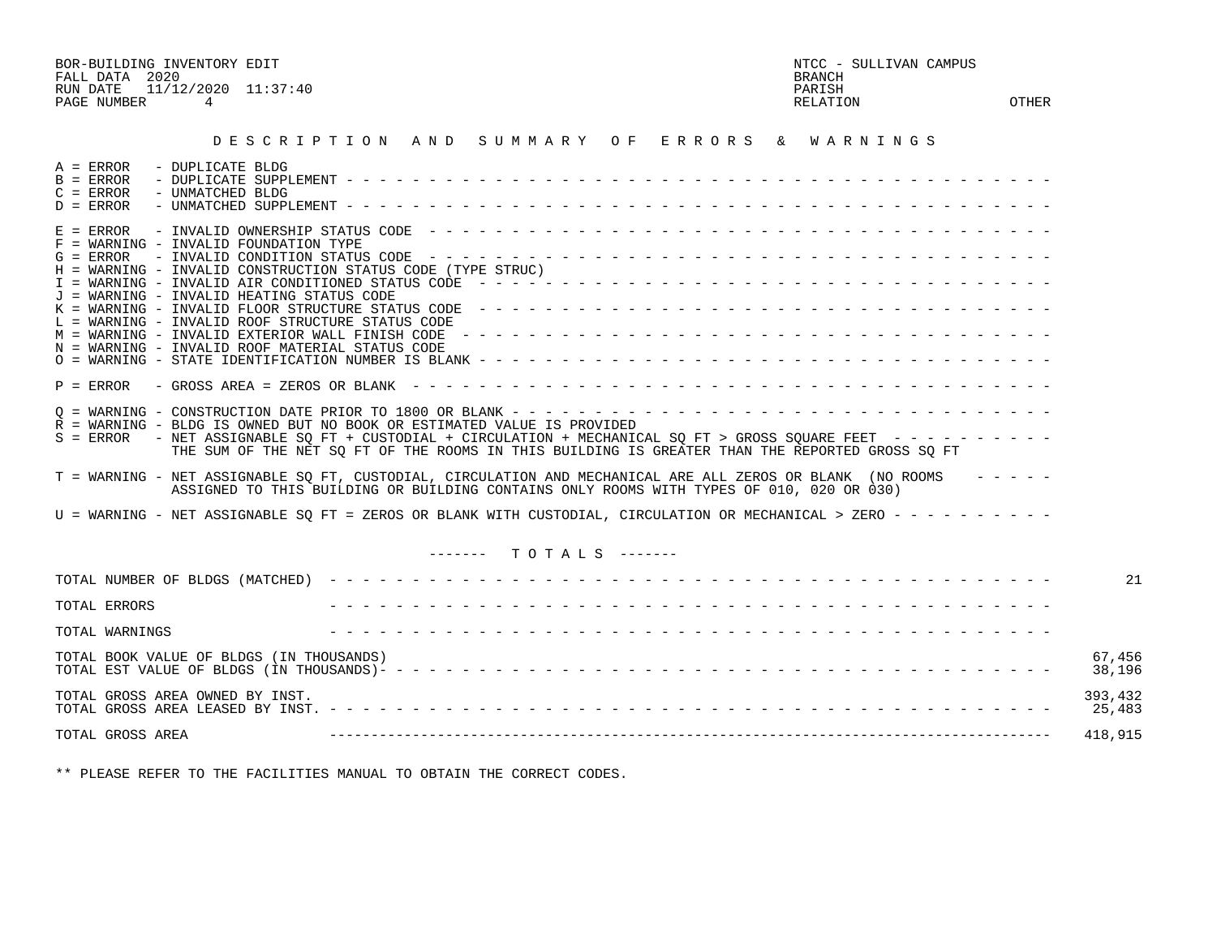BOR-BUILDING INVENTORY EDIT
FALL DATA 2020
RUN DATE 11/12/2020 11:37:40
PAGE NUMBER 4

NTCC - SULLIVAN CAMPUS
BRANCH
PARISH
RELATION OTHER

## D E S C R I P T I O N   A N D   S U M M A R Y   O F   E R R O R S   &   W A R N I N G S

A = ERROR - DUPLICATE BLDG
B = ERROR - DUPLICATE SUPPLEMENT
C = ERROR - UNMATCHED BLDG
D = ERROR - UNMATCHED SUPPLEMENT

E = ERROR - INVALID OWNERSHIP STATUS CODE
F = WARNING - INVALID FOUNDATION TYPE
G = ERROR - INVALID CONDITION STATUS CODE
H = WARNING - INVALID CONSTRUCTION STATUS CODE (TYPE STRUC)
I = WARNING - INVALID AIR CONDITIONED STATUS CODE
J = WARNING - INVALID HEATING STATUS CODE
K = WARNING - INVALID FLOOR STRUCTURE STATUS CODE
L = WARNING - INVALID ROOF STRUCTURE STATUS CODE
M = WARNING - INVALID EXTERIOR WALL FINISH CODE
N = WARNING - INVALID ROOF MATERIAL STATUS CODE
O = WARNING - STATE IDENTIFICATION NUMBER IS BLANK

P = ERROR - GROSS AREA = ZEROS OR BLANK

Q = WARNING - CONSTRUCTION DATE PRIOR TO 1800 OR BLANK
R = WARNING - BLDG IS OWNED BUT NO BOOK OR ESTIMATED VALUE IS PROVIDED
S = ERROR - NET ASSIGNABLE SQ FT + CUSTODIAL + CIRCULATION + MECHANICAL SQ FT > GROSS SQUARE FEET
THE SUM OF THE NET SQ FT OF THE ROOMS IN THIS BUILDING IS GREATER THAN THE REPORTED GROSS SQ FT

T = WARNING - NET ASSIGNABLE SQ FT, CUSTODIAL, CIRCULATION AND MECHANICAL ARE ALL ZEROS OR BLANK (NO ROOMS ASSIGNED TO THIS BUILDING OR BUILDING CONTAINS ONLY ROOMS WITH TYPES OF 010, 020 OR 030)

U = WARNING - NET ASSIGNABLE SQ FT = ZEROS OR BLANK WITH CUSTODIAL, CIRCULATION OR MECHANICAL > ZERO

## ------- T O T A L S -------

| | |
|---|---|
| TOTAL NUMBER OF BLDGS (MATCHED) | 21 |
| TOTAL ERRORS | |
| TOTAL WARNINGS | |
| TOTAL BOOK VALUE OF BLDGS (IN THOUSANDS) | 67,456 |
| TOTAL EST VALUE OF BLDGS (IN THOUSANDS) | 38,196 |
| TOTAL GROSS AREA OWNED BY INST. | 393,432 |
| TOTAL GROSS AREA LEASED BY INST. | 25,483 |
| TOTAL GROSS AREA | 418,915 |

** PLEASE REFER TO THE FACILITIES MANUAL TO OBTAIN THE CORRECT CODES.